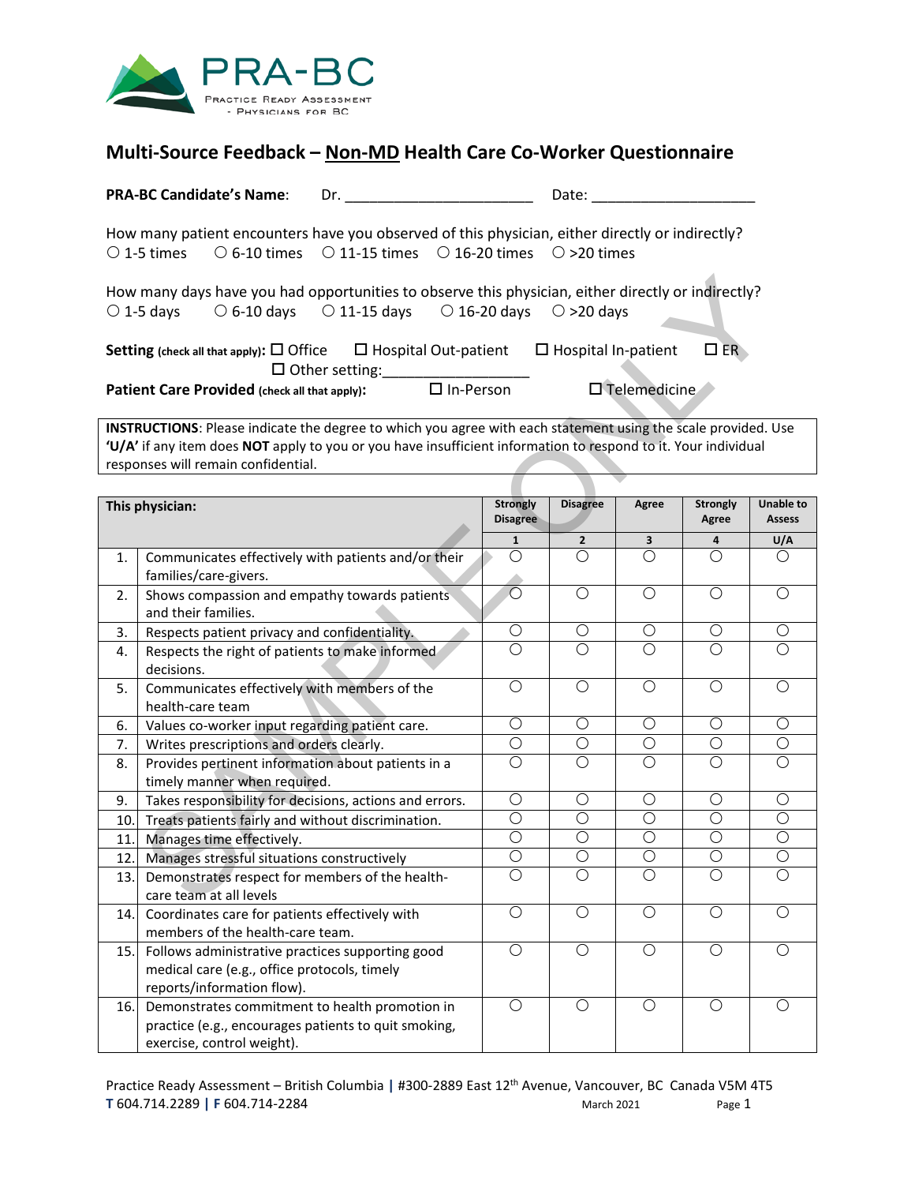PRA-BC
Practice Ready Assessment - Physicians for BC

# Multi-Source Feedback – Non-MD Health Care Co-Worker Questionnaire

**PRA-BC Candidate's Name**: Dr. ________________________ Date: ____________________

How many patient encounters have you observed of this physician, either directly or indirectly?
○ 1-5 times ○ 6-10 times ○ 11-15 times ○ 16-20 times ○ >20 times

How many days have you had opportunities to observe this physician, either directly or indirectly?
○ 1-5 days ○ 6-10 days ○ 11-15 days ○ 16-20 days ○ >20 days

**Setting** (check all that apply): ☐ Office ☐ Hospital Out-patient ☐ Hospital In-patient ☐ ER ☐ Other setting:__________________

**Patient Care Provided** (check all that apply): ☐ In-Person ☐ Telemedicine

**INSTRUCTIONS**: Please indicate the degree to which you agree with each statement using the scale provided. Use **'U/A'** if any item does **NOT** apply to you or you have insufficient information to respond to it. Your individual responses will remain confidential.

| | This physician: | Strongly Disagree | Disagree | Agree | Strongly Agree | Unable to Assess |
|---|---|---|---|---|---|---|
| | | 1 | 2 | 3 | 4 | U/A |
| 1. | Communicates effectively with patients and/or their families/care-givers. | ○ | ○ | ○ | ○ | ○ |
| 2. | Shows compassion and empathy towards patients and their families. | ○ | ○ | ○ | ○ | ○ |
| 3. | Respects patient privacy and confidentiality. | ○ | ○ | ○ | ○ | ○ |
| 4. | Respects the right of patients to make informed decisions. | ○ | ○ | ○ | ○ | ○ |
| 5. | Communicates effectively with members of the health-care team | ○ | ○ | ○ | ○ | ○ |
| 6. | Values co-worker input regarding patient care. | ○ | ○ | ○ | ○ | ○ |
| 7. | Writes prescriptions and orders clearly. | ○ | ○ | ○ | ○ | ○ |
| 8. | Provides pertinent information about patients in a timely manner when required. | ○ | ○ | ○ | ○ | ○ |
| 9. | Takes responsibility for decisions, actions and errors. | ○ | ○ | ○ | ○ | ○ |
| 10. | Treats patients fairly and without discrimination. | ○ | ○ | ○ | ○ | ○ |
| 11. | Manages time effectively. | ○ | ○ | ○ | ○ | ○ |
| 12. | Manages stressful situations constructively | ○ | ○ | ○ | ○ | ○ |
| 13. | Demonstrates respect for members of the health-care team at all levels | ○ | ○ | ○ | ○ | ○ |
| 14. | Coordinates care for patients effectively with members of the health-care team. | ○ | ○ | ○ | ○ | ○ |
| 15. | Follows administrative practices supporting good medical care (e.g., office protocols, timely reports/information flow). | ○ | ○ | ○ | ○ | ○ |
| 16. | Demonstrates commitment to health promotion in practice (e.g., encourages patients to quit smoking, exercise, control weight). | ○ | ○ | ○ | ○ | ○ |

Practice Ready Assessment – British Columbia | #300-2889 East 12th Avenue, Vancouver, BC Canada V5M 4T5
T 604.714.2289 | F 604.714-2284 March 2021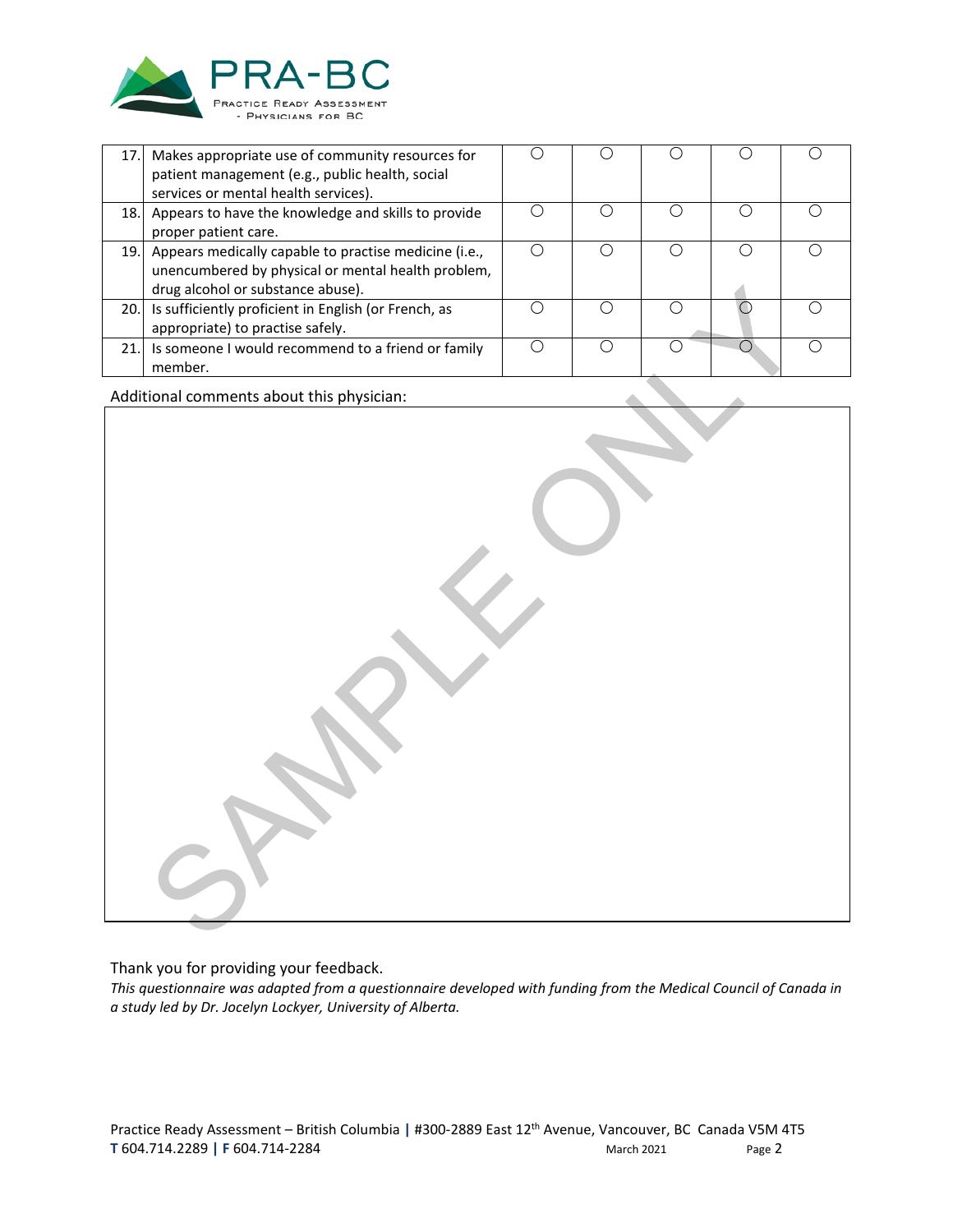| | | | | | | |
|---|---|---|---|---|---|---|
| 17. | Makes appropriate use of community resources for patient management (e.g., public health, social services or mental health services). | ◯ | ◯ | ◯ | ◯ | ◯ |
| 18. | Appears to have the knowledge and skills to provide proper patient care. | ◯ | ◯ | ◯ | ◯ | ◯ |
| 19. | Appears medically capable to practise medicine (i.e., unencumbered by physical or mental health problem, drug alcohol or substance abuse). | ◯ | ◯ | ◯ | ◯ | ◯ |
| 20. | Is sufficiently proficient in English (or French, as appropriate) to practise safely. | ◯ | ◯ | ◯ | ◯ | ◯ |
| 21. | Is someone I would recommend to a friend or family member. | ◯ | ◯ | ◯ | ◯ | ◯ |

Additional comments about this physician:

| |
|---|
| |

SAMPLE ONLY

Thank you for providing your feedback.

*This questionnaire was adapted from a questionnaire developed with funding from the Medical Council of Canada in a study led by Dr. Jocelyn Lockyer, University of Alberta.*